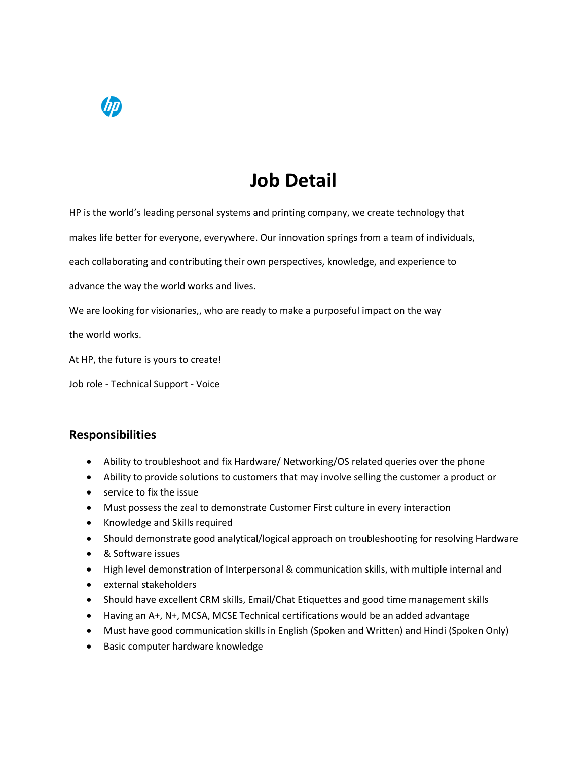# Job Detail

HP is the world's leading personal systems and printing company, we create technology that makes life better for everyone, everywhere. Our innovation springs from a team of individuals, each collaborating and contributing their own perspectives, knowledge, and experience to advance the way the world works and lives.

We are looking for visionaries,, who are ready to make a purposeful impact on the way the world works.

At HP, the future is yours to create!

Job role - Technical Support - Voice

## Responsibilities

- Ability to troubleshoot and fix Hardware/ Networking/OS related queries over the phone
- Ability to provide solutions to customers that may involve selling the customer a product or
- service to fix the issue
- Must possess the zeal to demonstrate Customer First culture in every interaction
- Knowledge and Skills required
- Should demonstrate good analytical/logical approach on troubleshooting for resolving Hardware
- & Software issues
- High level demonstration of Interpersonal & communication skills, with multiple internal and
- external stakeholders
- Should have excellent CRM skills, Email/Chat Etiquettes and good time management skills
- Having an A+, N+, MCSA, MCSE Technical certifications would be an added advantage
- Must have good communication skills in English (Spoken and Written) and Hindi (Spoken Only)
- Basic computer hardware knowledge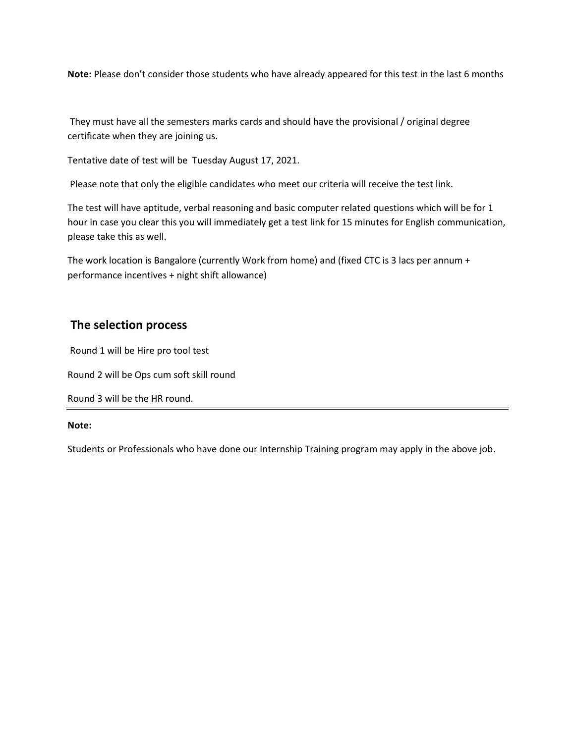**Note:** Please don't consider those students who have already appeared for this test in the last 6 months

They must have all the semesters marks cards and should have the provisional / original degree certificate when they are joining us.

Tentative date of test will be Tuesday August 17, 2021.

Please note that only the eligible candidates who meet our criteria will receive the test link.

The test will have aptitude, verbal reasoning and basic computer related questions which will be for 1 hour in case you clear this you will immediately get a test link for 15 minutes for English communication, please take this as well.

The work location is Bangalore (currently Work from home) and (fixed CTC is 3 lacs per annum + performance incentives + night shift allowance)

## The selection process

Round 1 will be Hire pro tool test

Round 2 will be Ops cum soft skill round

Round 3 will be the HR round.

---

**Note:**

Students or Professionals who have done our Internship Training program may apply in the above job.